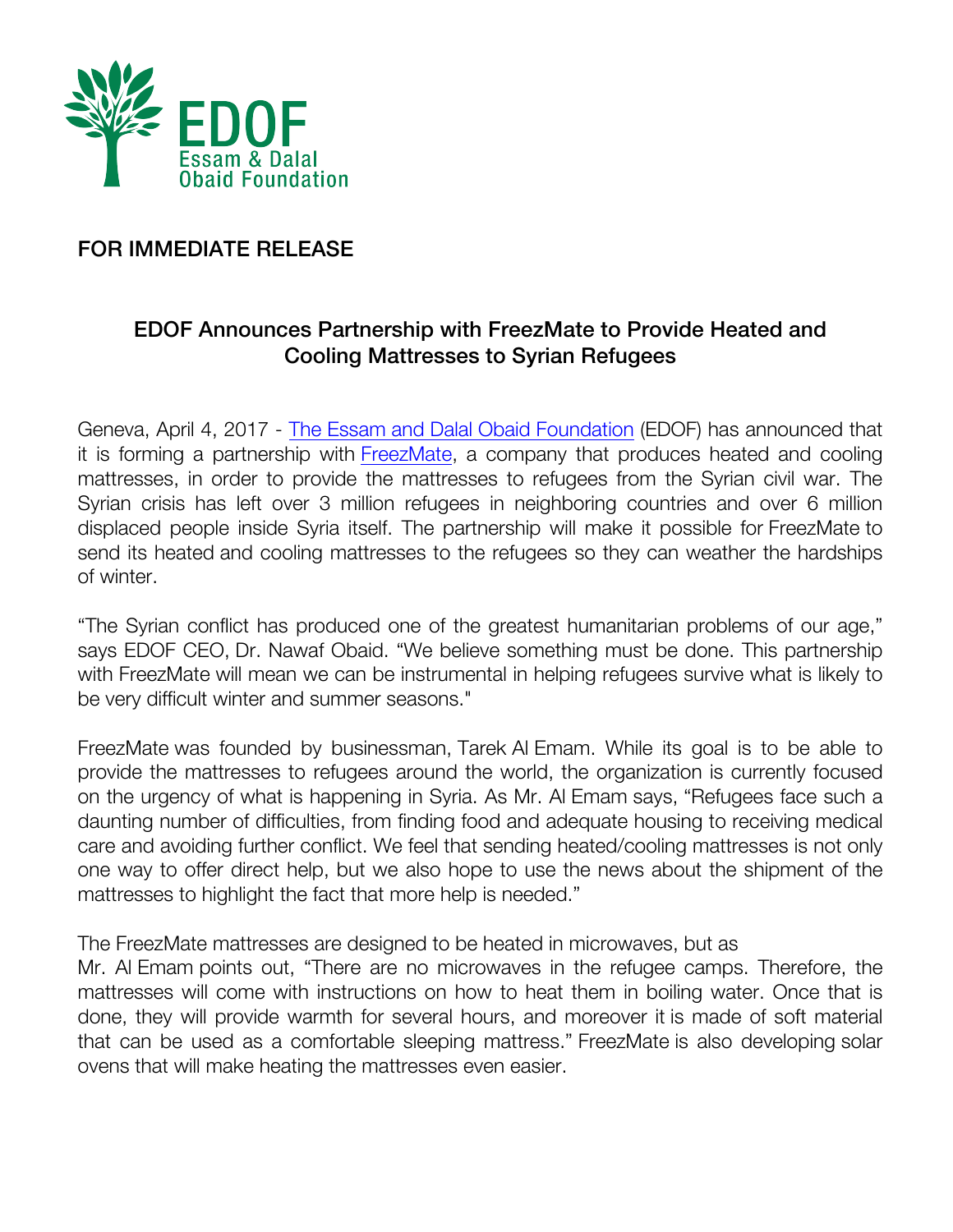EDOF
Essam & Dalal
Obaid Foundation

**FOR IMMEDIATE RELEASE**

## EDOF Announces Partnership with FreezMate to Provide Heated and Cooling Mattresses to Syrian Refugees

Geneva, April 4, 2017 - The Essam and Dalal Obaid Foundation (EDOF) has announced that it is forming a partnership with FreezMate, a company that produces heated and cooling mattresses, in order to provide the mattresses to refugees from the Syrian civil war. The Syrian crisis has left over 3 million refugees in neighboring countries and over 6 million displaced people inside Syria itself. The partnership will make it possible for FreezMate to send its heated and cooling mattresses to the refugees so they can weather the hardships of winter.

"The Syrian conflict has produced one of the greatest humanitarian problems of our age," says EDOF CEO, Dr. Nawaf Obaid. "We believe something must be done. This partnership with FreezMate will mean we can be instrumental in helping refugees survive what is likely to be very difficult winter and summer seasons."

FreezMate was founded by businessman, Tarek Al Emam. While its goal is to be able to provide the mattresses to refugees around the world, the organization is currently focused on the urgency of what is happening in Syria. As Mr. Al Emam says, "Refugees face such a daunting number of difficulties, from finding food and adequate housing to receiving medical care and avoiding further conflict. We feel that sending heated/cooling mattresses is not only one way to offer direct help, but we also hope to use the news about the shipment of the mattresses to highlight the fact that more help is needed."

The FreezMate mattresses are designed to be heated in microwaves, but as Mr. Al Emam points out, "There are no microwaves in the refugee camps. Therefore, the mattresses will come with instructions on how to heat them in boiling water. Once that is done, they will provide warmth for several hours, and moreover it is made of soft material that can be used as a comfortable sleeping mattress." FreezMate is also developing solar ovens that will make heating the mattresses even easier.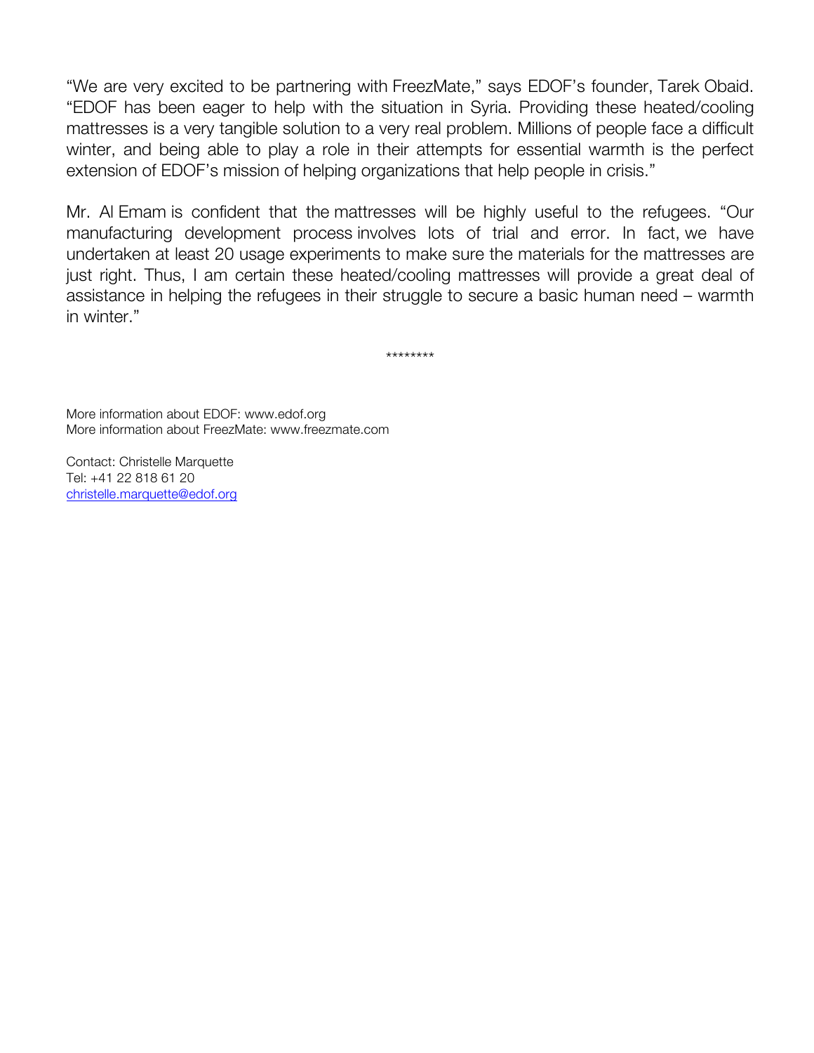"We are very excited to be partnering with FreezMate," says EDOF's founder, Tarek Obaid. "EDOF has been eager to help with the situation in Syria. Providing these heated/cooling mattresses is a very tangible solution to a very real problem. Millions of people face a difficult winter, and being able to play a role in their attempts for essential warmth is the perfect extension of EDOF's mission of helping organizations that help people in crisis."

Mr. Al Emam is confident that the mattresses will be highly useful to the refugees. "Our manufacturing development process involves lots of trial and error. In fact, we have undertaken at least 20 usage experiments to make sure the materials for the mattresses are just right. Thus, I am certain these heated/cooling mattresses will provide a great deal of assistance in helping the refugees in their struggle to secure a basic human need – warmth in winter."

********

More information about EDOF: www.edof.org
More information about FreezMate: www.freezmate.com

Contact: Christelle Marquette
Tel: +41 22 818 61 20
christelle.marquette@edof.org